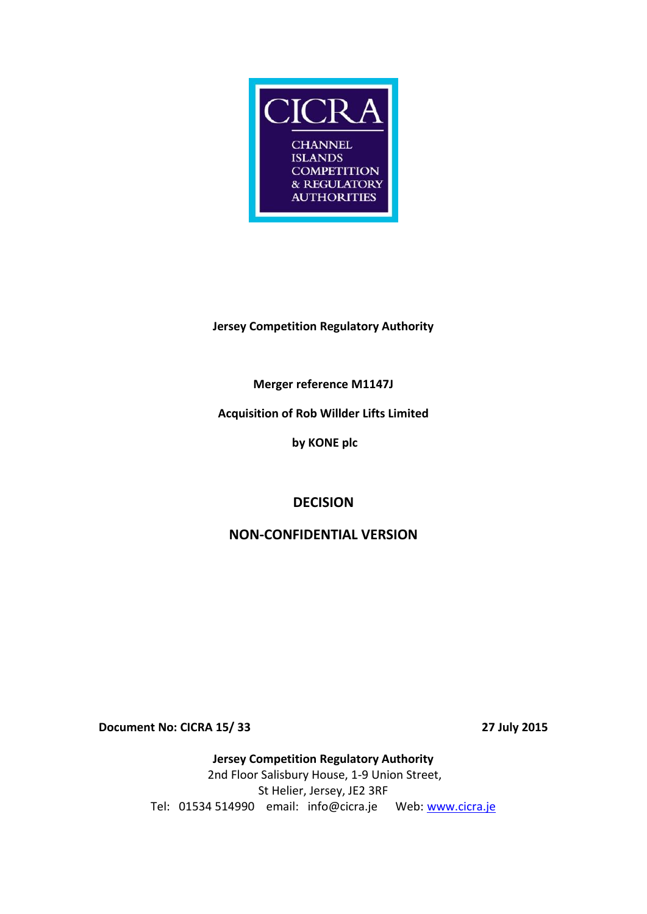CICRA

CHANNEL ISLANDS COMPETITION & REGULATORY AUTHORITIES

**Jersey Competition Regulatory Authority**

**Merger reference M1147J**

**Acquisition of Rob Willder Lifts Limited**

**by KONE plc**

## DECISION

## NON-CONFIDENTIAL VERSION

**Document No: CICRA 15/ 33** **27 July 2015**

**Jersey Competition Regulatory Authority**
2nd Floor Salisbury House, 1-9 Union Street,
St Helier, Jersey, JE2 3RF
Tel: 01534 514990 email: info@cicra.je Web: www.cicra.je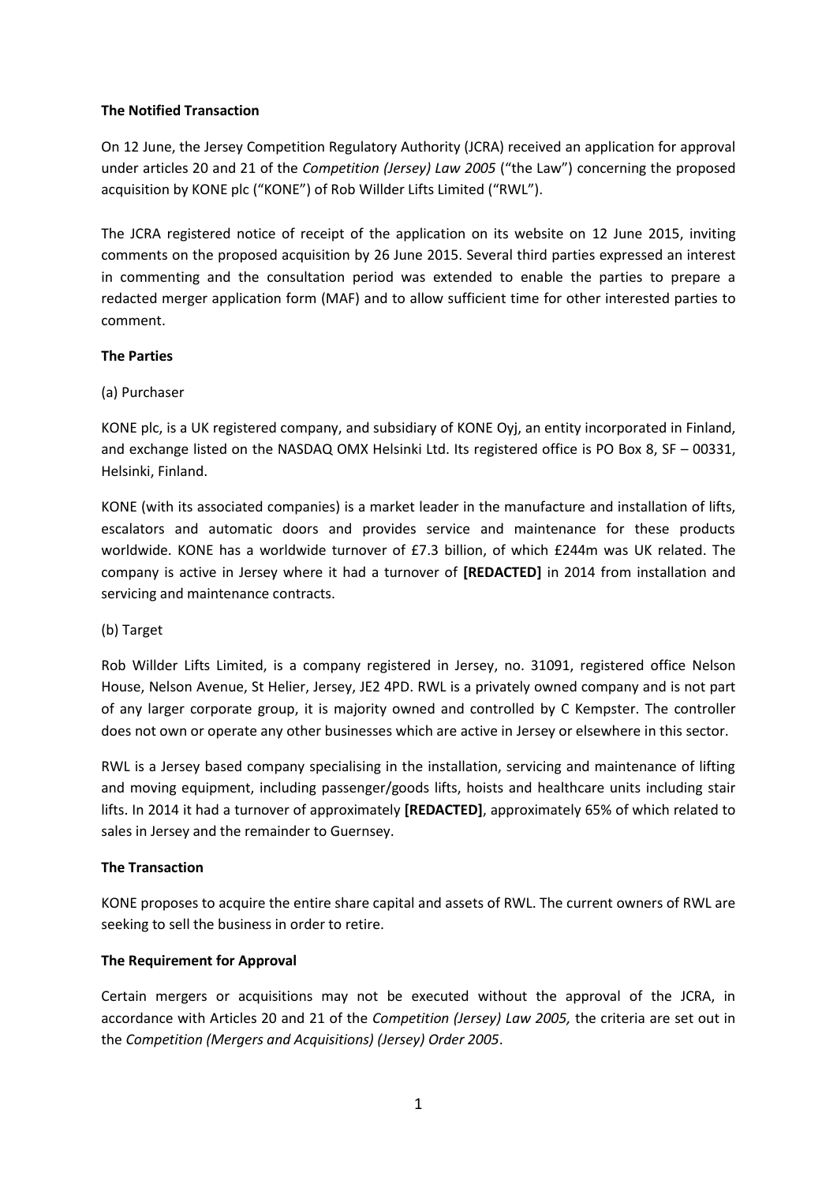**The Notified Transaction**

On 12 June, the Jersey Competition Regulatory Authority (JCRA) received an application for approval under articles 20 and 21 of the *Competition (Jersey) Law 2005* ("the Law") concerning the proposed acquisition by KONE plc ("KONE") of Rob Willder Lifts Limited ("RWL").

The JCRA registered notice of receipt of the application on its website on 12 June 2015, inviting comments on the proposed acquisition by 26 June 2015. Several third parties expressed an interest in commenting and the consultation period was extended to enable the parties to prepare a redacted merger application form (MAF) and to allow sufficient time for other interested parties to comment.

**The Parties**

(a) Purchaser

KONE plc, is a UK registered company, and subsidiary of KONE Oyj, an entity incorporated in Finland, and exchange listed on the NASDAQ OMX Helsinki Ltd. Its registered office is PO Box 8, SF – 00331, Helsinki, Finland.

KONE (with its associated companies) is a market leader in the manufacture and installation of lifts, escalators and automatic doors and provides service and maintenance for these products worldwide. KONE has a worldwide turnover of £7.3 billion, of which £244m was UK related. The company is active in Jersey where it had a turnover of **[REDACTED]** in 2014 from installation and servicing and maintenance contracts.

(b) Target

Rob Willder Lifts Limited, is a company registered in Jersey, no. 31091, registered office Nelson House, Nelson Avenue, St Helier, Jersey, JE2 4PD. RWL is a privately owned company and is not part of any larger corporate group, it is majority owned and controlled by C Kempster. The controller does not own or operate any other businesses which are active in Jersey or elsewhere in this sector.

RWL is a Jersey based company specialising in the installation, servicing and maintenance of lifting and moving equipment, including passenger/goods lifts, hoists and healthcare units including stair lifts. In 2014 it had a turnover of approximately **[REDACTED]**, approximately 65% of which related to sales in Jersey and the remainder to Guernsey.

**The Transaction**

KONE proposes to acquire the entire share capital and assets of RWL. The current owners of RWL are seeking to sell the business in order to retire.

**The Requirement for Approval**

Certain mergers or acquisitions may not be executed without the approval of the JCRA, in accordance with Articles 20 and 21 of the *Competition (Jersey) Law 2005,* the criteria are set out in the *Competition (Mergers and Acquisitions) (Jersey) Order 2005*.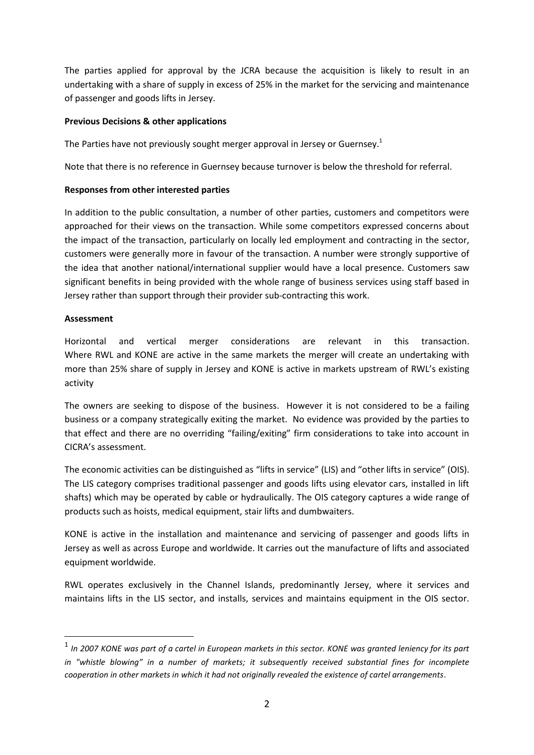The parties applied for approval by the JCRA because the acquisition is likely to result in an undertaking with a share of supply in excess of 25% in the market for the servicing and maintenance of passenger and goods lifts in Jersey.

**Previous Decisions & other applications**

The Parties have not previously sought merger approval in Jersey or Guernsey.[1]

Note that there is no reference in Guernsey because turnover is below the threshold for referral.

**Responses from other interested parties**

In addition to the public consultation, a number of other parties, customers and competitors were approached for their views on the transaction. While some competitors expressed concerns about the impact of the transaction, particularly on locally led employment and contracting in the sector, customers were generally more in favour of the transaction. A number were strongly supportive of the idea that another national/international supplier would have a local presence. Customers saw significant benefits in being provided with the whole range of business services using staff based in Jersey rather than support through their provider sub-contracting this work.

**Assessment**

Horizontal and vertical merger considerations are relevant in this transaction. Where RWL and KONE are active in the same markets the merger will create an undertaking with more than 25% share of supply in Jersey and KONE is active in markets upstream of RWL's existing activity

The owners are seeking to dispose of the business. However it is not considered to be a failing business or a company strategically exiting the market. No evidence was provided by the parties to that effect and there are no overriding "failing/exiting" firm considerations to take into account in CICRA's assessment.

The economic activities can be distinguished as "lifts in service" (LIS) and "other lifts in service" (OIS). The LIS category comprises traditional passenger and goods lifts using elevator cars, installed in lift shafts) which may be operated by cable or hydraulically. The OIS category captures a wide range of products such as hoists, medical equipment, stair lifts and dumbwaiters.

KONE is active in the installation and maintenance and servicing of passenger and goods lifts in Jersey as well as across Europe and worldwide. It carries out the manufacture of lifts and associated equipment worldwide.

RWL operates exclusively in the Channel Islands, predominantly Jersey, where it services and maintains lifts in the LIS sector, and installs, services and maintains equipment in the OIS sector.

---

[1] *In 2007 KONE was part of a cartel in European markets in this sector. KONE was granted leniency for its part in "whistle blowing" in a number of markets; it subsequently received substantial fines for incomplete cooperation in other markets in which it had not originally revealed the existence of cartel arrangements*.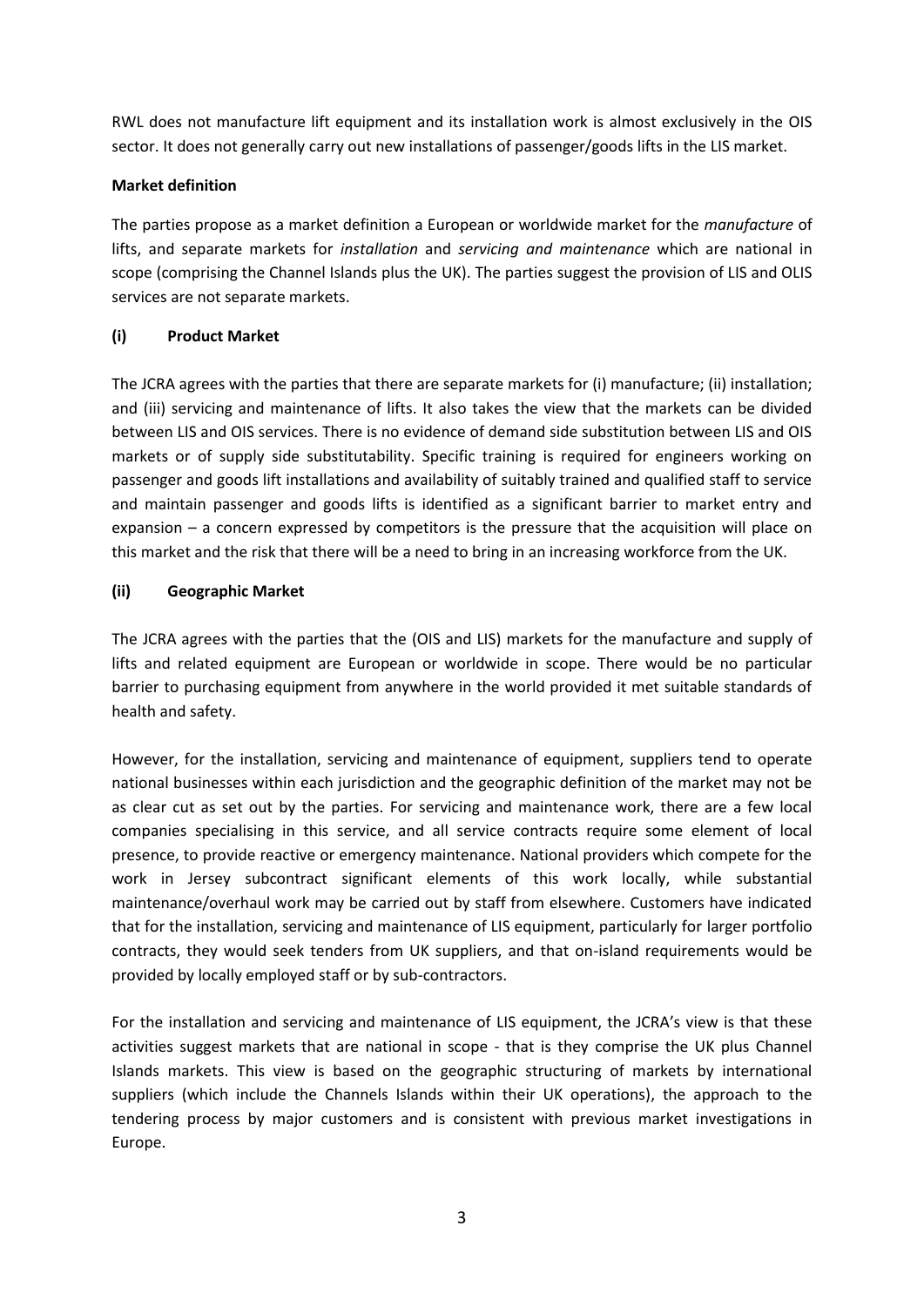RWL does not manufacture lift equipment and its installation work is almost exclusively in the OIS sector. It does not generally carry out new installations of passenger/goods lifts in the LIS market.

**Market definition**

The parties propose as a market definition a European or worldwide market for the *manufacture* of lifts, and separate markets for *installation* and *servicing and maintenance* which are national in scope (comprising the Channel Islands plus the UK). The parties suggest the provision of LIS and OLIS services are not separate markets.

**(i) Product Market**

The JCRA agrees with the parties that there are separate markets for (i) manufacture; (ii) installation; and (iii) servicing and maintenance of lifts. It also takes the view that the markets can be divided between LIS and OIS services. There is no evidence of demand side substitution between LIS and OIS markets or of supply side substitutability. Specific training is required for engineers working on passenger and goods lift installations and availability of suitably trained and qualified staff to service and maintain passenger and goods lifts is identified as a significant barrier to market entry and expansion – a concern expressed by competitors is the pressure that the acquisition will place on this market and the risk that there will be a need to bring in an increasing workforce from the UK.

**(ii) Geographic Market**

The JCRA agrees with the parties that the (OIS and LIS) markets for the manufacture and supply of lifts and related equipment are European or worldwide in scope. There would be no particular barrier to purchasing equipment from anywhere in the world provided it met suitable standards of health and safety.

However, for the installation, servicing and maintenance of equipment, suppliers tend to operate national businesses within each jurisdiction and the geographic definition of the market may not be as clear cut as set out by the parties. For servicing and maintenance work, there are a few local companies specialising in this service, and all service contracts require some element of local presence, to provide reactive or emergency maintenance. National providers which compete for the work in Jersey subcontract significant elements of this work locally, while substantial maintenance/overhaul work may be carried out by staff from elsewhere. Customers have indicated that for the installation, servicing and maintenance of LIS equipment, particularly for larger portfolio contracts, they would seek tenders from UK suppliers, and that on-island requirements would be provided by locally employed staff or by sub-contractors.

For the installation and servicing and maintenance of LIS equipment, the JCRA's view is that these activities suggest markets that are national in scope - that is they comprise the UK plus Channel Islands markets. This view is based on the geographic structuring of markets by international suppliers (which include the Channels Islands within their UK operations), the approach to the tendering process by major customers and is consistent with previous market investigations in Europe.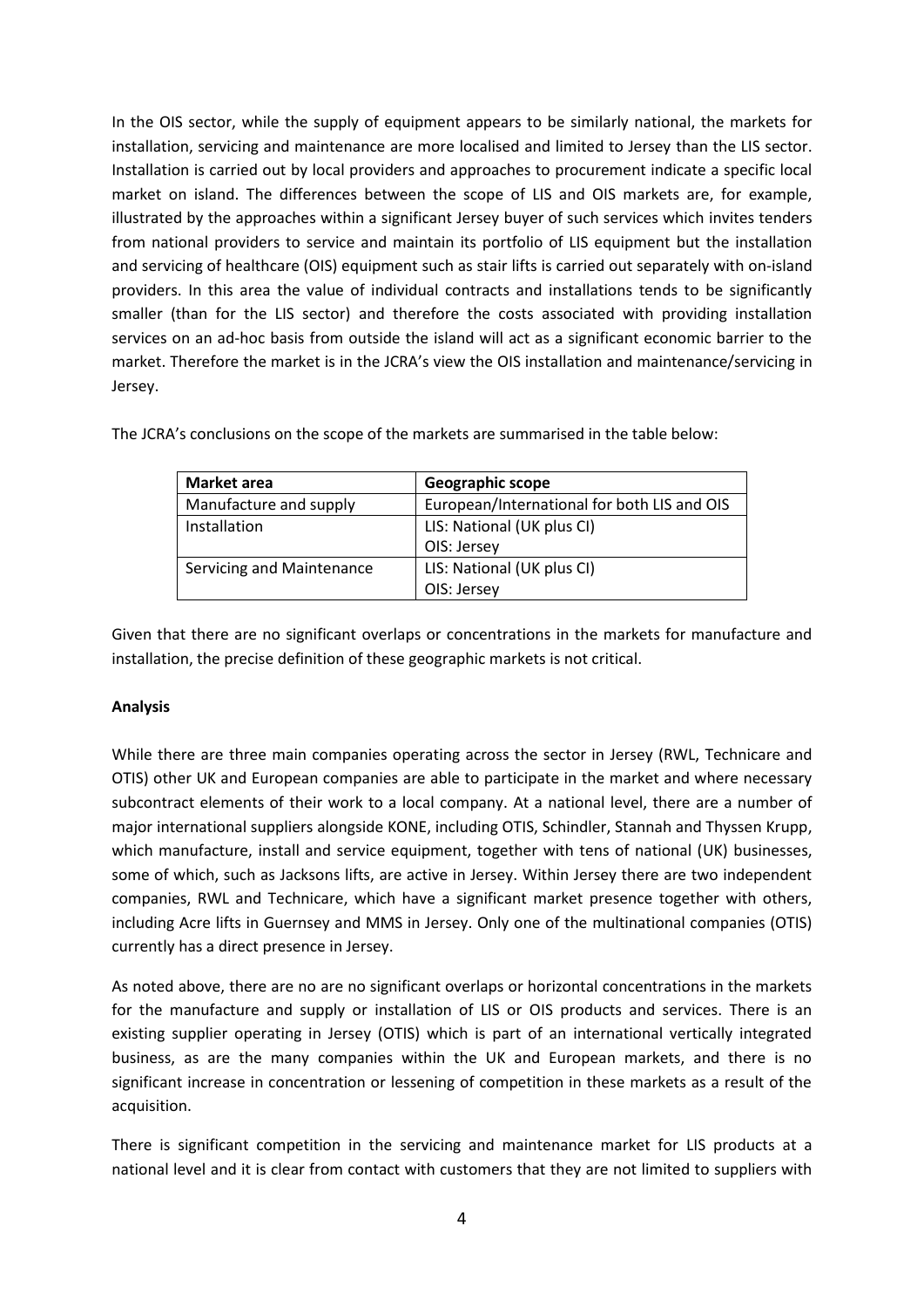In the OIS sector, while the supply of equipment appears to be similarly national, the markets for installation, servicing and maintenance are more localised and limited to Jersey than the LIS sector. Installation is carried out by local providers and approaches to procurement indicate a specific local market on island. The differences between the scope of LIS and OIS markets are, for example, illustrated by the approaches within a significant Jersey buyer of such services which invites tenders from national providers to service and maintain its portfolio of LIS equipment but the installation and servicing of healthcare (OIS) equipment such as stair lifts is carried out separately with on-island providers. In this area the value of individual contracts and installations tends to be significantly smaller (than for the LIS sector) and therefore the costs associated with providing installation services on an ad-hoc basis from outside the island will act as a significant economic barrier to the market. Therefore the market is in the JCRA's view the OIS installation and maintenance/servicing in Jersey.

The JCRA's conclusions on the scope of the markets are summarised in the table below:

| Market area | Geographic scope |
|---|---|
| Manufacture and supply | European/International for both LIS and OIS |
| Installation | LIS: National (UK plus CI)<br>OIS: Jersey |
| Servicing and Maintenance | LIS: National (UK plus CI)<br>OIS: Jersey |

Given that there are no significant overlaps or concentrations in the markets for manufacture and installation, the precise definition of these geographic markets is not critical.

**Analysis**

While there are three main companies operating across the sector in Jersey (RWL, Technicare and OTIS) other UK and European companies are able to participate in the market and where necessary subcontract elements of their work to a local company. At a national level, there are a number of major international suppliers alongside KONE, including OTIS, Schindler, Stannah and Thyssen Krupp, which manufacture, install and service equipment, together with tens of national (UK) businesses, some of which, such as Jacksons lifts, are active in Jersey. Within Jersey there are two independent companies, RWL and Technicare, which have a significant market presence together with others, including Acre lifts in Guernsey and MMS in Jersey. Only one of the multinational companies (OTIS) currently has a direct presence in Jersey.

As noted above, there are no are no significant overlaps or horizontal concentrations in the markets for the manufacture and supply or installation of LIS or OIS products and services. There is an existing supplier operating in Jersey (OTIS) which is part of an international vertically integrated business, as are the many companies within the UK and European markets, and there is no significant increase in concentration or lessening of competition in these markets as a result of the acquisition.

There is significant competition in the servicing and maintenance market for LIS products at a national level and it is clear from contact with customers that they are not limited to suppliers with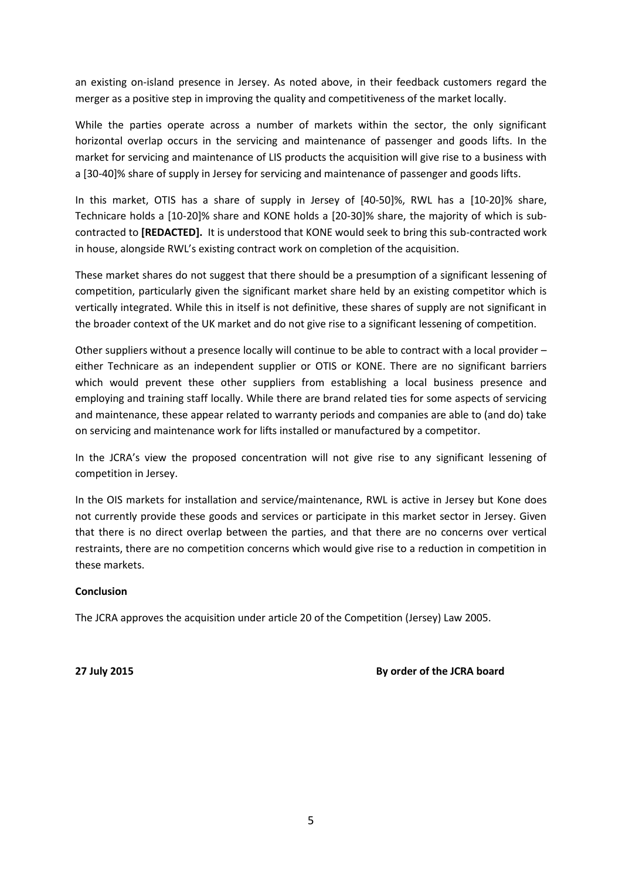an existing on-island presence in Jersey. As noted above, in their feedback customers regard the merger as a positive step in improving the quality and competitiveness of the market locally.

While the parties operate across a number of markets within the sector, the only significant horizontal overlap occurs in the servicing and maintenance of passenger and goods lifts. In the market for servicing and maintenance of LIS products the acquisition will give rise to a business with a [30-40]% share of supply in Jersey for servicing and maintenance of passenger and goods lifts.

In this market, OTIS has a share of supply in Jersey of [40-50]%, RWL has a [10-20]% share, Technicare holds a [10-20]% share and KONE holds a [20-30]% share, the majority of which is sub-contracted to **[REDACTED].** It is understood that KONE would seek to bring this sub-contracted work in house, alongside RWL's existing contract work on completion of the acquisition.

These market shares do not suggest that there should be a presumption of a significant lessening of competition, particularly given the significant market share held by an existing competitor which is vertically integrated. While this in itself is not definitive, these shares of supply are not significant in the broader context of the UK market and do not give rise to a significant lessening of competition.

Other suppliers without a presence locally will continue to be able to contract with a local provider – either Technicare as an independent supplier or OTIS or KONE. There are no significant barriers which would prevent these other suppliers from establishing a local business presence and employing and training staff locally. While there are brand related ties for some aspects of servicing and maintenance, these appear related to warranty periods and companies are able to (and do) take on servicing and maintenance work for lifts installed or manufactured by a competitor.

In the JCRA's view the proposed concentration will not give rise to any significant lessening of competition in Jersey.

In the OIS markets for installation and service/maintenance, RWL is active in Jersey but Kone does not currently provide these goods and services or participate in this market sector in Jersey. Given that there is no direct overlap between the parties, and that there are no concerns over vertical restraints, there are no competition concerns which would give rise to a reduction in competition in these markets.

**Conclusion**

The JCRA approves the acquisition under article 20 of the Competition (Jersey) Law 2005.

**27 July 2015** **By order of the JCRA board**